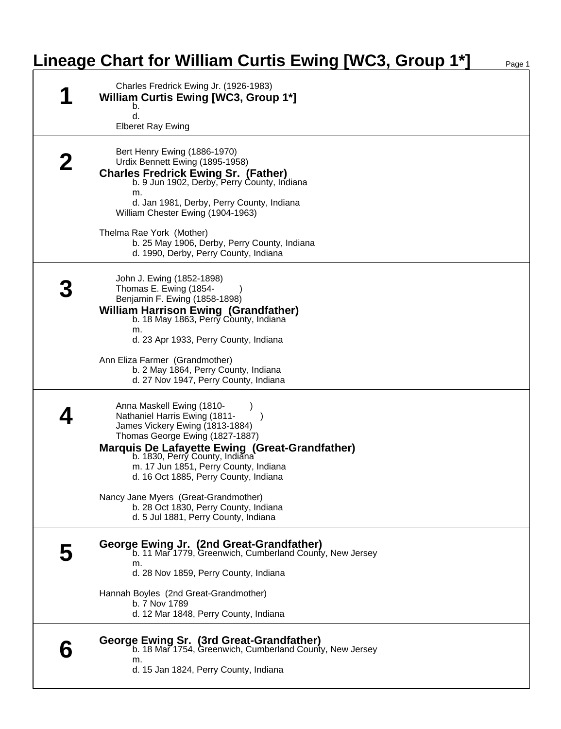# Lineage Chart for William Curtis Ewing [WC3, Group 1*]

## 1

Charles Fredrick Ewing Jr. (1926-1983)

**William Curtis Ewing [WC3, Group 1*]**

b.

d.

Elberet Ray Ewing

## 2

Bert Henry Ewing (1886-1970)

Urdix Bennett Ewing (1895-1958)

**Charles Fredrick Ewing Sr. (Father)**

b. 9 Jun 1902, Derby, Perry County, Indiana

m.

d. Jan 1981, Derby, Perry County, Indiana

William Chester Ewing (1904-1963)

Thelma Rae York (Mother)

b. 25 May 1906, Derby, Perry County, Indiana

d. 1990, Derby, Perry County, Indiana

## 3

John J. Ewing (1852-1898)

Thomas E. Ewing (1854- )

Benjamin F. Ewing (1858-1898)

**William Harrison Ewing (Grandfather)**

b. 18 May 1863, Perry County, Indiana

m.

d. 23 Apr 1933, Perry County, Indiana

Ann Eliza Farmer (Grandmother)

b. 2 May 1864, Perry County, Indiana

d. 27 Nov 1947, Perry County, Indiana

## 4

Anna Maskell Ewing (1810- )

Nathaniel Harris Ewing (1811- )

James Vickery Ewing (1813-1884)

Thomas George Ewing (1827-1887)

**Marquis De Lafayette Ewing (Great-Grandfather)**

b. 1830, Perry County, Indiana

m. 17 Jun 1851, Perry County, Indiana

d. 16 Oct 1885, Perry County, Indiana

Nancy Jane Myers (Great-Grandmother)

b. 28 Oct 1830, Perry County, Indiana

d. 5 Jul 1881, Perry County, Indiana

## 5

**George Ewing Jr. (2nd Great-Grandfather)**

b. 11 Mar 1779, Greenwich, Cumberland County, New Jersey

m.

d. 28 Nov 1859, Perry County, Indiana

Hannah Boyles (2nd Great-Grandmother)

b. 7 Nov 1789

d. 12 Mar 1848, Perry County, Indiana

## 6

**George Ewing Sr. (3rd Great-Grandfather)**

b. 18 Mar 1754, Greenwich, Cumberland County, New Jersey

m.

d. 15 Jan 1824, Perry County, Indiana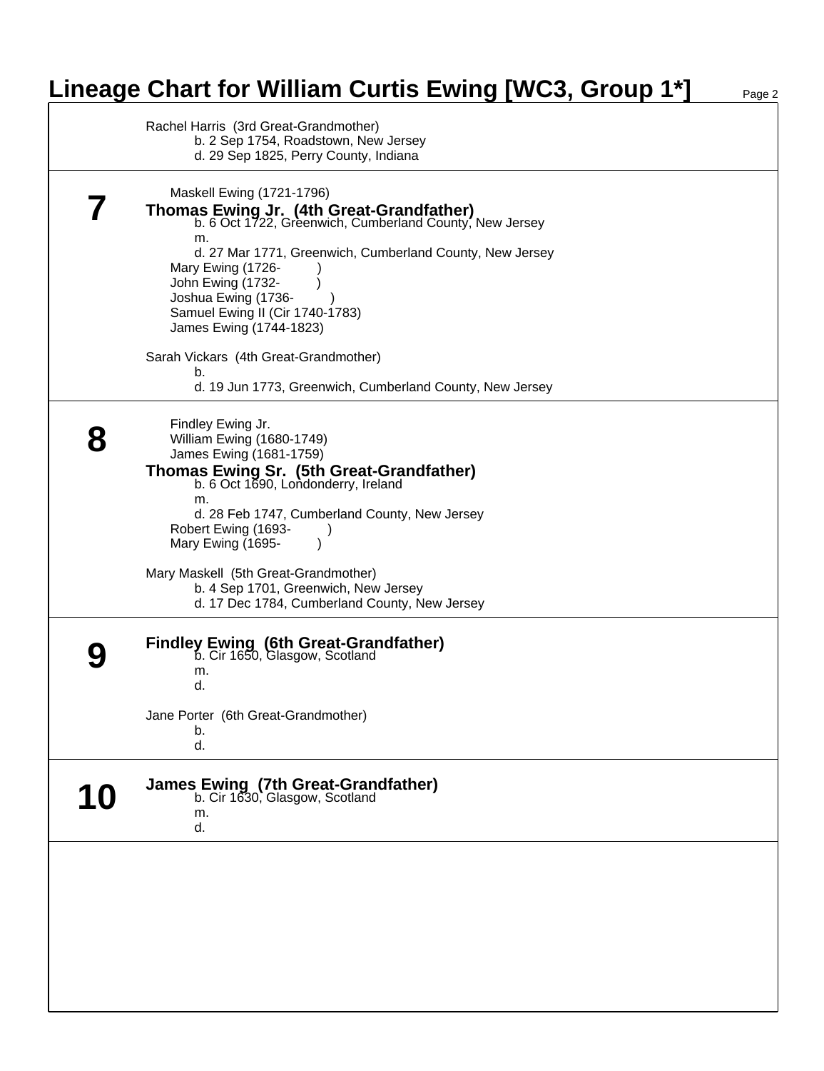# Lineage Chart for William Curtis Ewing [WC3, Group 1*]

Rachel Harris (3rd Great-Grandmother)
b. 2 Sep 1754, Roadstown, New Jersey
d. 29 Sep 1825, Perry County, Indiana

---

## 7

Maskell Ewing (1721-1796)

**Thomas Ewing Jr. (4th Great-Grandfather)**
b. 6 Oct 1722, Greenwich, Cumberland County, New Jersey
m.
d. 27 Mar 1771, Greenwich, Cumberland County, New Jersey

Mary Ewing (1726- )
John Ewing (1732- )
Joshua Ewing (1736- )
Samuel Ewing II (Cir 1740-1783)
James Ewing (1744-1823)

Sarah Vickars (4th Great-Grandmother)
b.
d. 19 Jun 1773, Greenwich, Cumberland County, New Jersey

---

## 8

Findley Ewing Jr.
William Ewing (1680-1749)
James Ewing (1681-1759)

**Thomas Ewing Sr. (5th Great-Grandfather)**
b. 6 Oct 1690, Londonderry, Ireland
m.
d. 28 Feb 1747, Cumberland County, New Jersey

Robert Ewing (1693- )
Mary Ewing (1695- )

Mary Maskell (5th Great-Grandmother)
b. 4 Sep 1701, Greenwich, New Jersey
d. 17 Dec 1784, Cumberland County, New Jersey

---

## 9

**Findley Ewing (6th Great-Grandfather)**
b. Cir 1650, Glasgow, Scotland
m.
d.

Jane Porter (6th Great-Grandmother)
b.
d.

---

## 10

**James Ewing (7th Great-Grandfather)**
b. Cir 1630, Glasgow, Scotland
m.
d.